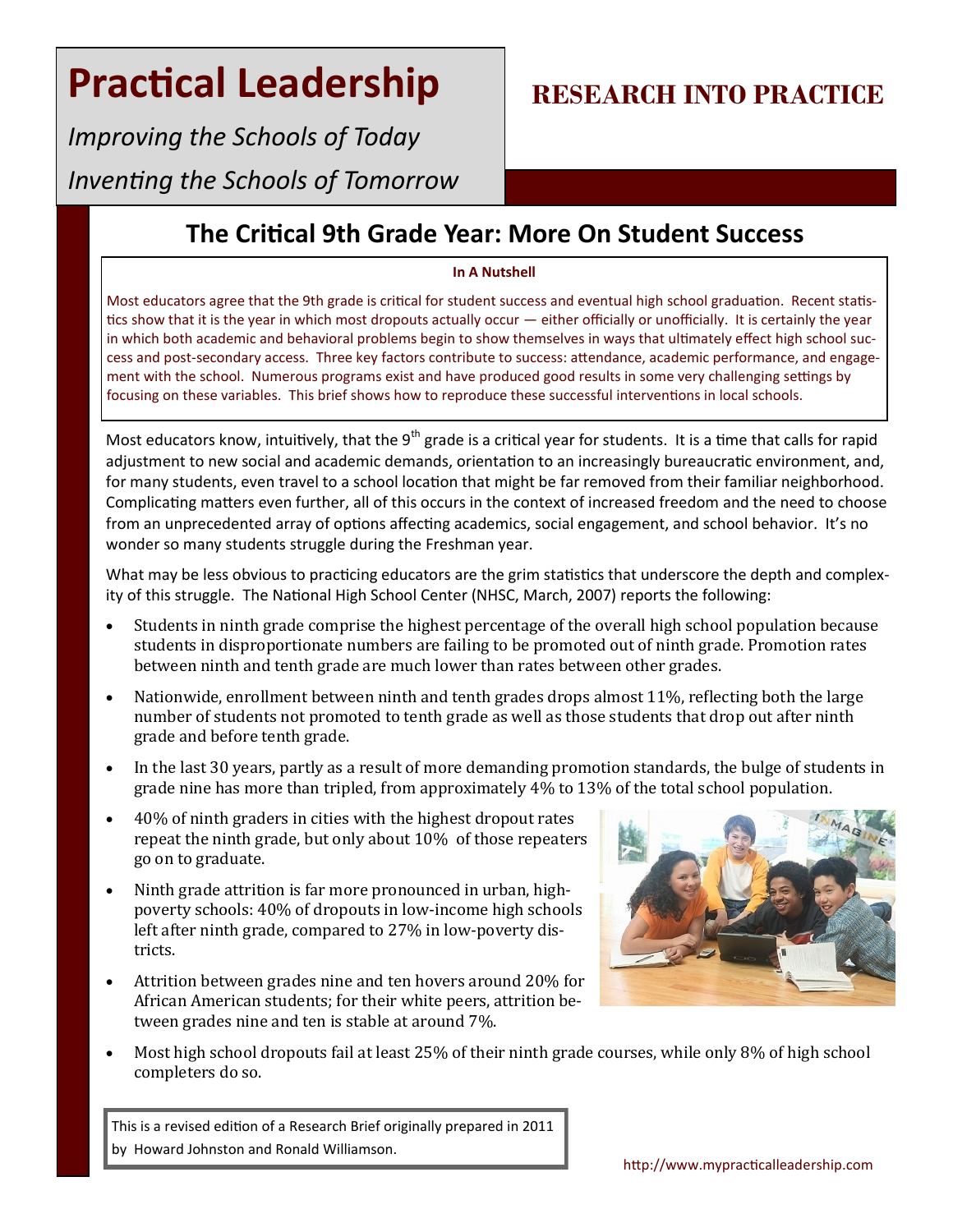# Practical Leadership

*Improving the Schools of Today*

*Inventing the Schools of Tomorrow*

**RESEARCH INTO PRACTICE**

## The Critical 9th Grade Year: More On Student Success

**In A Nutshell**

Most educators agree that the 9th grade is critical for student success and eventual high school graduation. Recent statistics show that it is the year in which most dropouts actually occur — either officially or unofficially. It is certainly the year in which both academic and behavioral problems begin to show themselves in ways that ultimately effect high school success and post-secondary access. Three key factors contribute to success: attendance, academic performance, and engagement with the school. Numerous programs exist and have produced good results in some very challenging settings by focusing on these variables. This brief shows how to reproduce these successful interventions in local schools.

Most educators know, intuitively, that the 9th grade is a critical year for students. It is a time that calls for rapid adjustment to new social and academic demands, orientation to an increasingly bureaucratic environment, and, for many students, even travel to a school location that might be far removed from their familiar neighborhood. Complicating matters even further, all of this occurs in the context of increased freedom and the need to choose from an unprecedented array of options affecting academics, social engagement, and school behavior. It's no wonder so many students struggle during the Freshman year.

What may be less obvious to practicing educators are the grim statistics that underscore the depth and complexity of this struggle. The National High School Center (NHSC, March, 2007) reports the following:

- Students in ninth grade comprise the highest percentage of the overall high school population because students in disproportionate numbers are failing to be promoted out of ninth grade. Promotion rates between ninth and tenth grade are much lower than rates between other grades.
- Nationwide, enrollment between ninth and tenth grades drops almost 11%, reflecting both the large number of students not promoted to tenth grade as well as those students that drop out after ninth grade and before tenth grade.
- In the last 30 years, partly as a result of more demanding promotion standards, the bulge of students in grade nine has more than tripled, from approximately 4% to 13% of the total school population.
- 40% of ninth graders in cities with the highest dropout rates repeat the ninth grade, but only about 10% of those repeaters go on to graduate.
- Ninth grade attrition is far more pronounced in urban, high-poverty schools: 40% of dropouts in low-income high schools left after ninth grade, compared to 27% in low-poverty districts.
- Attrition between grades nine and ten hovers around 20% for African American students; for their white peers, attrition between grades nine and ten is stable at around 7%.
- Most high school dropouts fail at least 25% of their ninth grade courses, while only 8% of high school completers do so.

This is a revised edition of a Research Brief originally prepared in 2011 by Howard Johnston and Ronald Williamson.

http://www.mypracticalleadership.com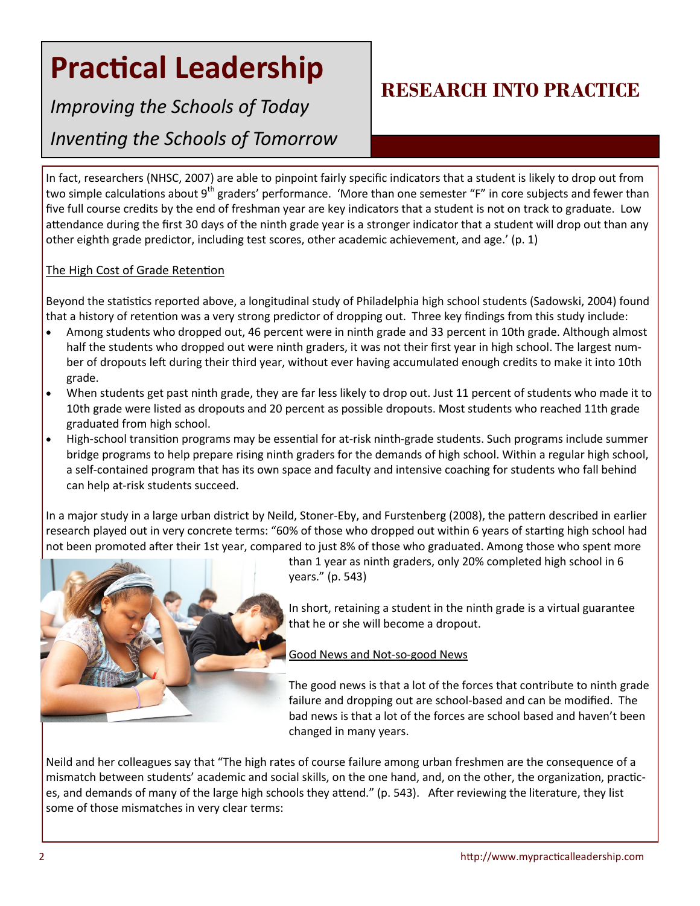In fact, researchers (NHSC, 2007) are able to pinpoint fairly specific indicators that a student is likely to drop out from two simple calculations about 9th graders' performance. 'More than one semester "F" in core subjects and fewer than five full course credits by the end of freshman year are key indicators that a student is not on track to graduate. Low attendance during the first 30 days of the ninth grade year is a stronger indicator that a student will drop out than any other eighth grade predictor, including test scores, other academic achievement, and age.' (p. 1)

The High Cost of Grade Retention

Beyond the statistics reported above, a longitudinal study of Philadelphia high school students (Sadowski, 2004) found that a history of retention was a very strong predictor of dropping out. Three key findings from this study include:

- Among students who dropped out, 46 percent were in ninth grade and 33 percent in 10th grade. Although almost half the students who dropped out were ninth graders, it was not their first year in high school. The largest number of dropouts left during their third year, without ever having accumulated enough credits to make it into 10th grade.
- When students get past ninth grade, they are far less likely to drop out. Just 11 percent of students who made it to 10th grade were listed as dropouts and 20 percent as possible dropouts. Most students who reached 11th grade graduated from high school.
- High-school transition programs may be essential for at-risk ninth-grade students. Such programs include summer bridge programs to help prepare rising ninth graders for the demands of high school. Within a regular high school, a self-contained program that has its own space and faculty and intensive coaching for students who fall behind can help at-risk students succeed.

In a major study in a large urban district by Neild, Stoner-Eby, and Furstenberg (2008), the pattern described in earlier research played out in very concrete terms: "60% of those who dropped out within 6 years of starting high school had not been promoted after their 1st year, compared to just 8% of those who graduated. Among those who spent more than 1 year as ninth graders, only 20% completed high school in 6 years." (p. 543)

In short, retaining a student in the ninth grade is a virtual guarantee that he or she will become a dropout.

Good News and Not-so-good News

The good news is that a lot of the forces that contribute to ninth grade failure and dropping out are school-based and can be modified. The bad news is that a lot of the forces are school based and haven't been changed in many years.

Neild and her colleagues say that "The high rates of course failure among urban freshmen are the consequence of a mismatch between students' academic and social skills, on the one hand, and, on the other, the organization, practices, and demands of many of the large high schools they attend." (p. 543). After reviewing the literature, they list some of those mismatches in very clear terms: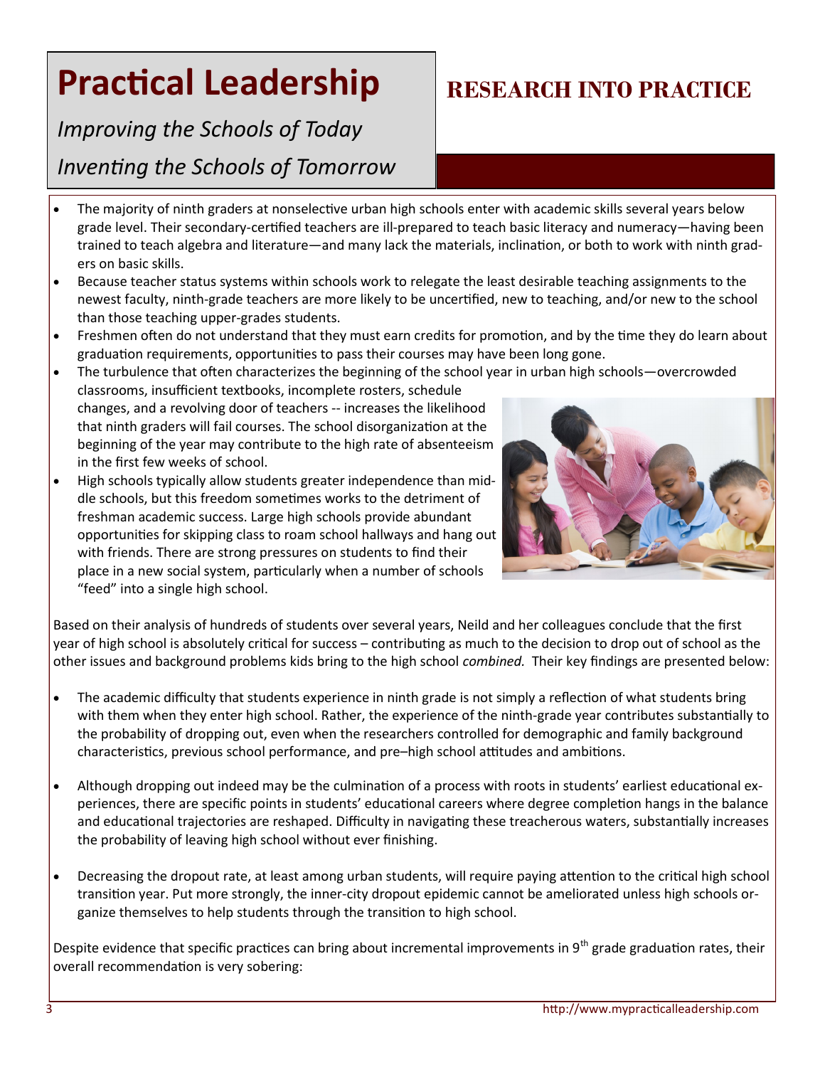- The majority of ninth graders at nonselective urban high schools enter with academic skills several years below grade level. Their secondary-certified teachers are ill-prepared to teach basic literacy and numeracy—having been trained to teach algebra and literature—and many lack the materials, inclination, or both to work with ninth graders on basic skills.
- Because teacher status systems within schools work to relegate the least desirable teaching assignments to the newest faculty, ninth-grade teachers are more likely to be uncertified, new to teaching, and/or new to the school than those teaching upper-grades students.
- Freshmen often do not understand that they must earn credits for promotion, and by the time they do learn about graduation requirements, opportunities to pass their courses may have been long gone.
- The turbulence that often characterizes the beginning of the school year in urban high schools—overcrowded classrooms, insufficient textbooks, incomplete rosters, schedule changes, and a revolving door of teachers -- increases the likelihood that ninth graders will fail courses. The school disorganization at the beginning of the year may contribute to the high rate of absenteeism in the first few weeks of school.
- High schools typically allow students greater independence than middle schools, but this freedom sometimes works to the detriment of freshman academic success. Large high schools provide abundant opportunities for skipping class to roam school hallways and hang out with friends. There are strong pressures on students to find their place in a new social system, particularly when a number of schools "feed" into a single high school.

Based on their analysis of hundreds of students over several years, Neild and her colleagues conclude that the first year of high school is absolutely critical for success – contributing as much to the decision to drop out of school as the other issues and background problems kids bring to the high school *combined.* Their key findings are presented below:

- The academic difficulty that students experience in ninth grade is not simply a reflection of what students bring with them when they enter high school. Rather, the experience of the ninth-grade year contributes substantially to the probability of dropping out, even when the researchers controlled for demographic and family background characteristics, previous school performance, and pre–high school attitudes and ambitions.

- Although dropping out indeed may be the culmination of a process with roots in students' earliest educational experiences, there are specific points in students' educational careers where degree completion hangs in the balance and educational trajectories are reshaped. Difficulty in navigating these treacherous waters, substantially increases the probability of leaving high school without ever finishing.

- Decreasing the dropout rate, at least among urban students, will require paying attention to the critical high school transition year. Put more strongly, the inner-city dropout epidemic cannot be ameliorated unless high schools organize themselves to help students through the transition to high school.

Despite evidence that specific practices can bring about incremental improvements in 9th grade graduation rates, their overall recommendation is very sobering: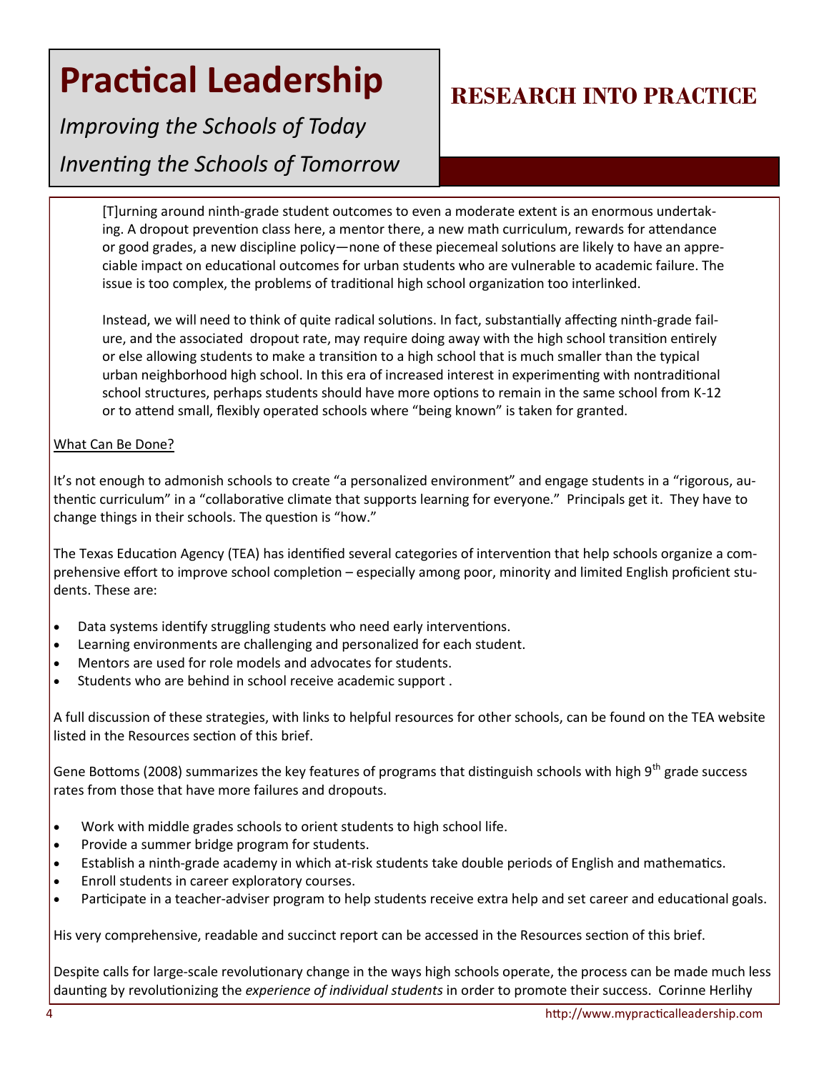# Practical Leadership

*Improving the Schools of Today*

*Inventing the Schools of Tomorrow*

## RESEARCH INTO PRACTICE

> [T]urning around ninth-grade student outcomes to even a moderate extent is an enormous undertaking. A dropout prevention class here, a mentor there, a new math curriculum, rewards for attendance or good grades, a new discipline policy—none of these piecemeal solutions are likely to have an appreciable impact on educational outcomes for urban students who are vulnerable to academic failure. The issue is too complex, the problems of traditional high school organization too interlinked.
>
> Instead, we will need to think of quite radical solutions. In fact, substantially affecting ninth-grade failure, and the associated dropout rate, may require doing away with the high school transition entirely or else allowing students to make a transition to a high school that is much smaller than the typical urban neighborhood high school. In this era of increased interest in experimenting with nontraditional school structures, perhaps students should have more options to remain in the same school from K-12 or to attend small, flexibly operated schools where "being known" is taken for granted.

<u>What Can Be Done?</u>

It's not enough to admonish schools to create "a personalized environment" and engage students in a "rigorous, authentic curriculum" in a "collaborative climate that supports learning for everyone." Principals get it. They have to change things in their schools. The question is "how."

The Texas Education Agency (TEA) has identified several categories of intervention that help schools organize a comprehensive effort to improve school completion – especially among poor, minority and limited English proficient students. These are:

- Data systems identify struggling students who need early interventions.
- Learning environments are challenging and personalized for each student.
- Mentors are used for role models and advocates for students.
- Students who are behind in school receive academic support .

A full discussion of these strategies, with links to helpful resources for other schools, can be found on the TEA website listed in the Resources section of this brief.

Gene Bottoms (2008) summarizes the key features of programs that distinguish schools with high 9th grade success rates from those that have more failures and dropouts.

- Work with middle grades schools to orient students to high school life.
- Provide a summer bridge program for students.
- Establish a ninth-grade academy in which at-risk students take double periods of English and mathematics.
- Enroll students in career exploratory courses.
- Participate in a teacher-adviser program to help students receive extra help and set career and educational goals.

His very comprehensive, readable and succinct report can be accessed in the Resources section of this brief.

Despite calls for large-scale revolutionary change in the ways high schools operate, the process can be made much less daunting by revolutionizing the *experience of individual students* in order to promote their success. Corinne Herlihy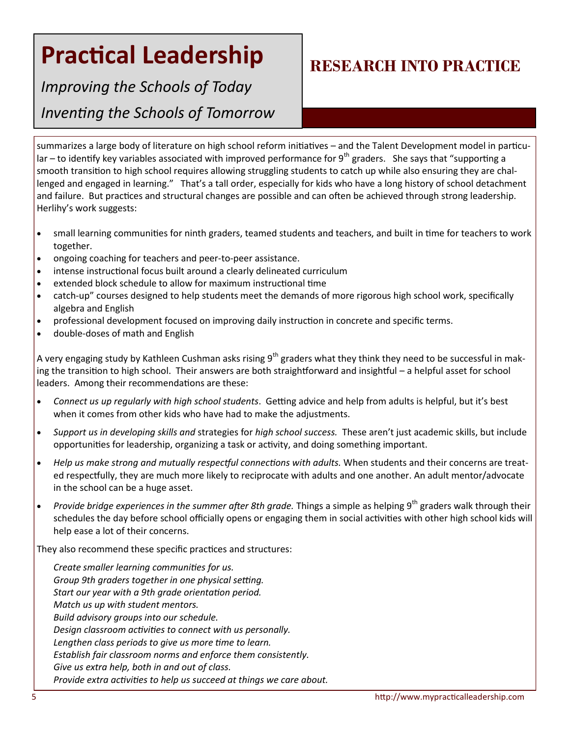summarizes a large body of literature on high school reform initiatives – and the Talent Development model in particular – to identify key variables associated with improved performance for 9th graders. She says that "supporting a smooth transition to high school requires allowing struggling students to catch up while also ensuring they are challenged and engaged in learning." That's a tall order, especially for kids who have a long history of school detachment and failure. But practices and structural changes are possible and can often be achieved through strong leadership. Herlihy's work suggests:

- small learning communities for ninth graders, teamed students and teachers, and built in time for teachers to work together.
- ongoing coaching for teachers and peer-to-peer assistance.
- intense instructional focus built around a clearly delineated curriculum
- extended block schedule to allow for maximum instructional time
- catch-up" courses designed to help students meet the demands of more rigorous high school work, specifically algebra and English
- professional development focused on improving daily instruction in concrete and specific terms.
- double-doses of math and English

A very engaging study by Kathleen Cushman asks rising 9th graders what they think they need to be successful in making the transition to high school. Their answers are both straightforward and insightful – a helpful asset for school leaders. Among their recommendations are these:

- *Connect us up regularly with high school students*. Getting advice and help from adults is helpful, but it's best when it comes from other kids who have had to make the adjustments.
- *Support us in developing skills and* strategies for *high school success.* These aren't just academic skills, but include opportunities for leadership, organizing a task or activity, and doing something important.
- *Help us make strong and mutually respectful connections with adults.* When students and their concerns are treated respectfully, they are much more likely to reciprocate with adults and one another. An adult mentor/advocate in the school can be a huge asset.
- *Provide bridge experiences in the summer after 8th grade.* Things a simple as helping 9th graders walk through their schedules the day before school officially opens or engaging them in social activities with other high school kids will help ease a lot of their concerns.

They also recommend these specific practices and structures:

*Create smaller learning communities for us.*
*Group 9th graders together in one physical setting.*
*Start our year with a 9th grade orientation period.*
*Match us up with student mentors.*
*Build advisory groups into our schedule.*
*Design classroom activities to connect with us personally.*
*Lengthen class periods to give us more time to learn.*
*Establish fair classroom norms and enforce them consistently.*
*Give us extra help, both in and out of class.*
*Provide extra activities to help us succeed at things we care about.*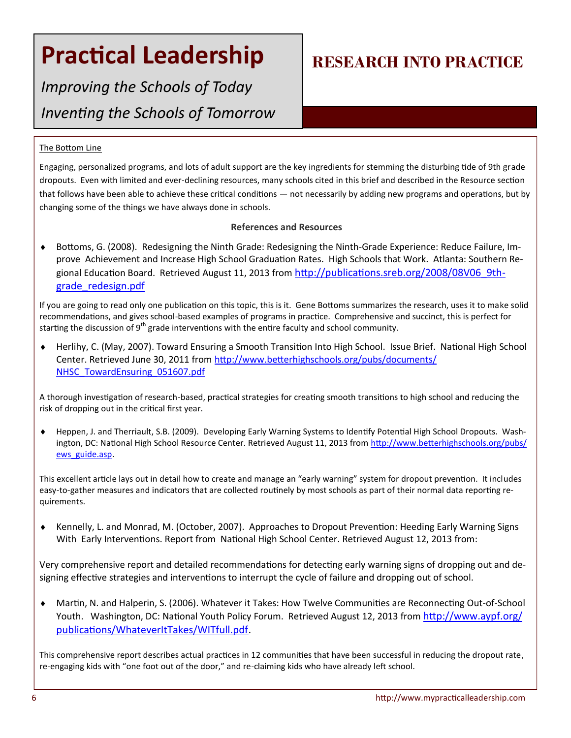# Practical Leadership

*Improving the Schools of Today*

*Inventing the Schools of Tomorrow*

## RESEARCH INTO PRACTICE

The Bottom Line

Engaging, personalized programs, and lots of adult support are the key ingredients for stemming the disturbing tide of 9th grade dropouts. Even with limited and ever-declining resources, many schools cited in this brief and described in the Resource section that follows have been able to achieve these critical conditions — not necessarily by adding new programs and operations, but by changing some of the things we have always done in schools.

### References and Resources

- Bottoms, G. (2008). Redesigning the Ninth Grade: Redesigning the Ninth-Grade Experience: Reduce Failure, Improve Achievement and Increase High School Graduation Rates. High Schools that Work. Atlanta: Southern Regional Education Board. Retrieved August 11, 2013 from http://publications.sreb.org/2008/08V06_9th-grade_redesign.pdf

If you are going to read only one publication on this topic, this is it. Gene Bottoms summarizes the research, uses it to make solid recommendations, and gives school-based examples of programs in practice. Comprehensive and succinct, this is perfect for starting the discussion of 9th grade interventions with the entire faculty and school community.

- Herlihy, C. (May, 2007). Toward Ensuring a Smooth Transition Into High School. Issue Brief. National High School Center. Retrieved June 30, 2011 from http://www.betterhighschools.org/pubs/documents/NHSC_TowardEnsuring_051607.pdf

A thorough investigation of research-based, practical strategies for creating smooth transitions to high school and reducing the risk of dropping out in the critical first year.

- Heppen, J. and Therriault, S.B. (2009). Developing Early Warning Systems to Identify Potential High School Dropouts. Washington, DC: National High School Resource Center. Retrieved August 11, 2013 from http://www.betterhighschools.org/pubs/ews_guide.asp.

This excellent article lays out in detail how to create and manage an "early warning" system for dropout prevention. It includes easy-to-gather measures and indicators that are collected routinely by most schools as part of their normal data reporting requirements.

- Kennelly, L. and Monrad, M. (October, 2007). Approaches to Dropout Prevention: Heeding Early Warning Signs With Early Interventions. Report from National High School Center. Retrieved August 12, 2013 from:

Very comprehensive report and detailed recommendations for detecting early warning signs of dropping out and designing effective strategies and interventions to interrupt the cycle of failure and dropping out of school.

- Martin, N. and Halperin, S. (2006). Whatever it Takes: How Twelve Communities are Reconnecting Out-of-School Youth. Washington, DC: National Youth Policy Forum. Retrieved August 12, 2013 from http://www.aypf.org/publications/WhateverItTakes/WITfull.pdf.

This comprehensive report describes actual practices in 12 communities that have been successful in reducing the dropout rate, re-engaging kids with "one foot out of the door," and re-claiming kids who have already left school.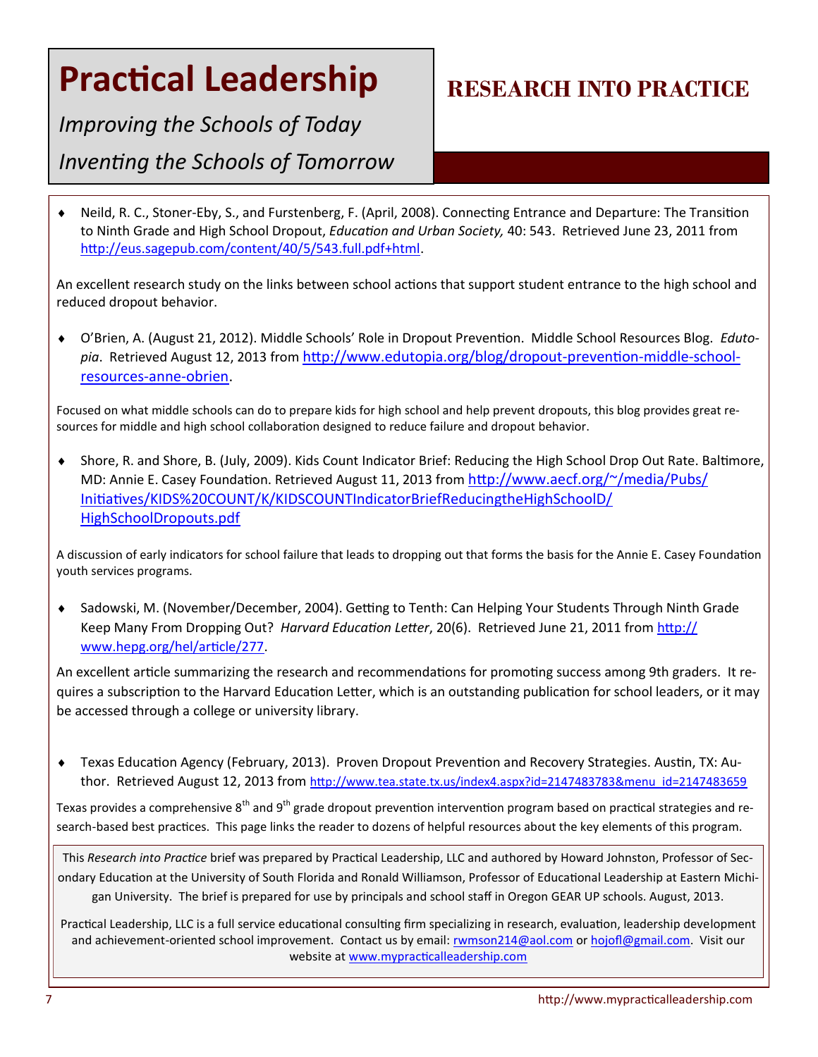# Practical Leadership

*Improving the Schools of Today*

*Inventing the Schools of Tomorrow*

## RESEARCH INTO PRACTICE

- Neild, R. C., Stoner-Eby, S., and Furstenberg, F. (April, 2008). Connecting Entrance and Departure: The Transition to Ninth Grade and High School Dropout, *Education and Urban Society,* 40: 543. Retrieved June 23, 2011 from http://eus.sagepub.com/content/40/5/543.full.pdf+html.

An excellent research study on the links between school actions that support student entrance to the high school and reduced dropout behavior.

- O'Brien, A. (August 21, 2012). Middle Schools' Role in Dropout Prevention. Middle School Resources Blog. *Edutopia*. Retrieved August 12, 2013 from http://www.edutopia.org/blog/dropout-prevention-middle-school-resources-anne-obrien.

Focused on what middle schools can do to prepare kids for high school and help prevent dropouts, this blog provides great resources for middle and high school collaboration designed to reduce failure and dropout behavior.

- Shore, R. and Shore, B. (July, 2009). Kids Count Indicator Brief: Reducing the High School Drop Out Rate. Baltimore, MD: Annie E. Casey Foundation. Retrieved August 11, 2013 from http://www.aecf.org/~/media/Pubs/Initiatives/KIDS%20COUNT/K/KIDSCOUNTIndicatorBriefReducingtheHighSchoolD/HighSchoolDropouts.pdf

A discussion of early indicators for school failure that leads to dropping out that forms the basis for the Annie E. Casey Foundation youth services programs.

- Sadowski, M. (November/December, 2004). Getting to Tenth: Can Helping Your Students Through Ninth Grade Keep Many From Dropping Out? *Harvard Education Letter*, 20(6). Retrieved June 21, 2011 from http://www.hepg.org/hel/article/277.

An excellent article summarizing the research and recommendations for promoting success among 9th graders. It requires a subscription to the Harvard Education Letter, which is an outstanding publication for school leaders, or it may be accessed through a college or university library.

- Texas Education Agency (February, 2013). Proven Dropout Prevention and Recovery Strategies. Austin, TX: Author. Retrieved August 12, 2013 from http://www.tea.state.tx.us/index4.aspx?id=2147483783&menu_id=2147483659

Texas provides a comprehensive 8th and 9th grade dropout prevention intervention program based on practical strategies and research-based best practices. This page links the reader to dozens of helpful resources about the key elements of this program.

This *Research into Practice* brief was prepared by Practical Leadership, LLC and authored by Howard Johnston, Professor of Secondary Education at the University of South Florida and Ronald Williamson, Professor of Educational Leadership at Eastern Michigan University. The brief is prepared for use by principals and school staff in Oregon GEAR UP schools. August, 2013.

Practical Leadership, LLC is a full service educational consulting firm specializing in research, evaluation, leadership development and achievement-oriented school improvement. Contact us by email: rwmson214@aol.com or hojofl@gmail.com. Visit our website at www.mypracticalleadership.com